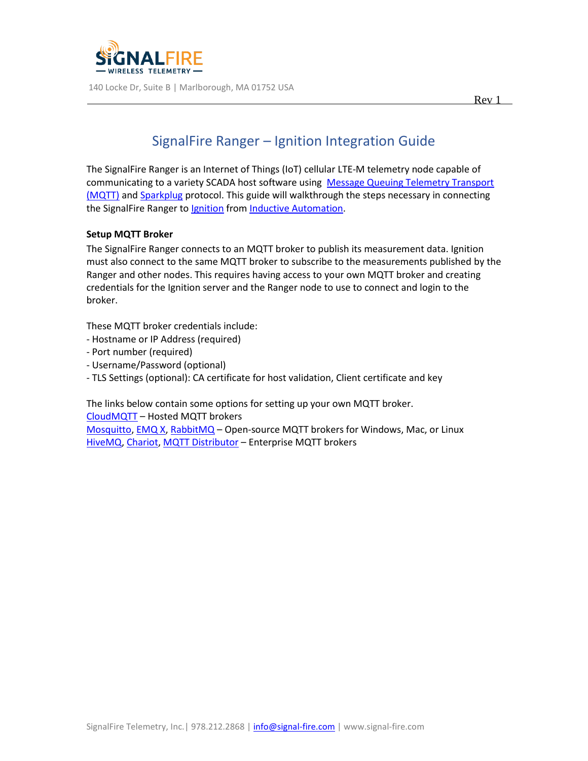SIGNALFIRE
— WIRELESS TELEMETRY —

140 Locke Dr, Suite B | Marlborough, MA 01752 USA

Rev 1

# SignalFire Ranger – Ignition Integration Guide

The SignalFire Ranger is an Internet of Things (IoT) cellular LTE-M telemetry node capable of communicating to a variety SCADA host software using Message Queuing Telemetry Transport (MQTT) and Sparkplug protocol. This guide will walkthrough the steps necessary in connecting the SignalFire Ranger to Ignition from Inductive Automation.

**Setup MQTT Broker**

The SignalFire Ranger connects to an MQTT broker to publish its measurement data. Ignition must also connect to the same MQTT broker to subscribe to the measurements published by the Ranger and other nodes. This requires having access to your own MQTT broker and creating credentials for the Ignition server and the Ranger node to use to connect and login to the broker.

These MQTT broker credentials include:
- Hostname or IP Address (required)
- Port number (required)
- Username/Password (optional)
- TLS Settings (optional): CA certificate for host validation, Client certificate and key

The links below contain some options for setting up your own MQTT broker.
CloudMQTT – Hosted MQTT brokers
Mosquitto, EMQ X, RabbitMQ – Open-source MQTT brokers for Windows, Mac, or Linux
HiveMQ, Chariot, MQTT Distributor – Enterprise MQTT brokers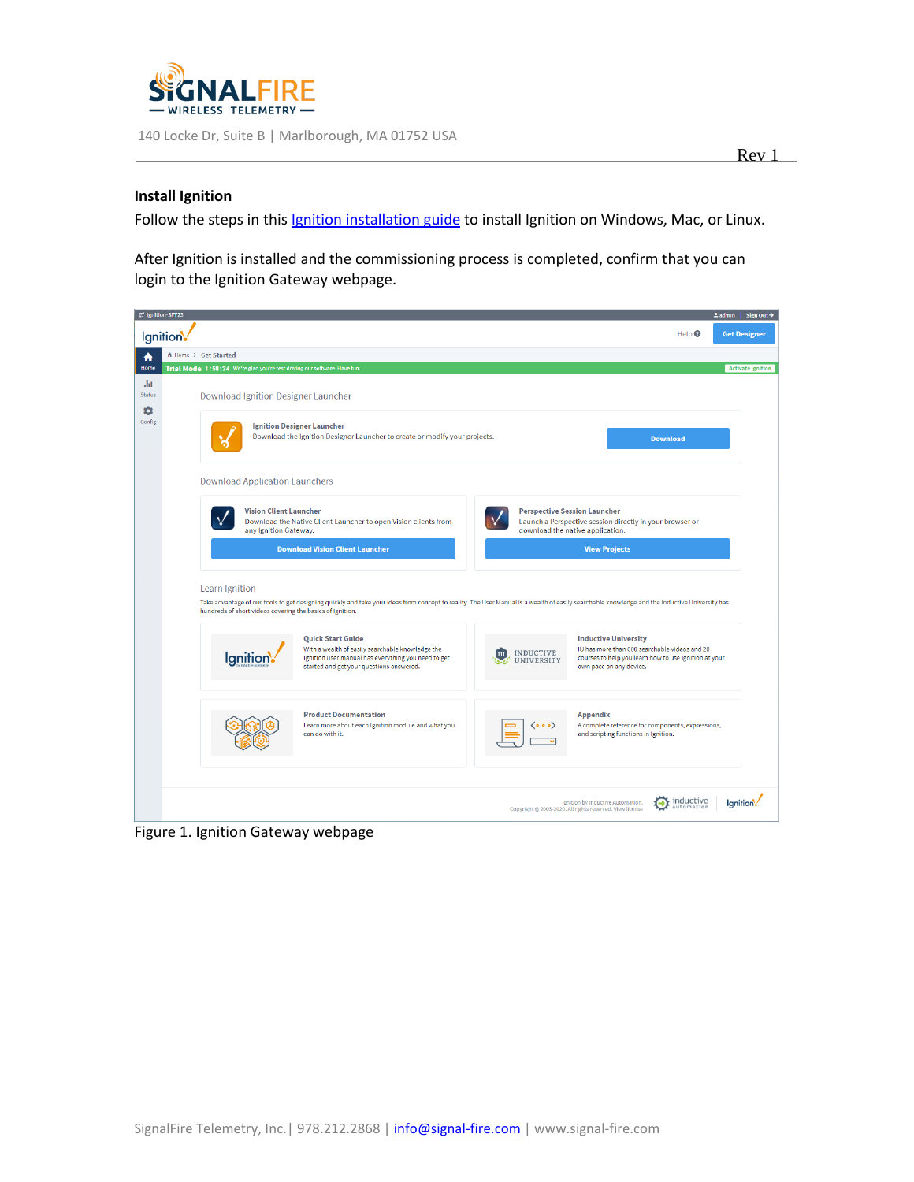**Install Ignition**

Follow the steps in this Ignition installation guide to install Ignition on Windows, Mac, or Linux.

After Ignition is installed and the commissioning process is completed, confirm that you can login to the Ignition Gateway webpage.

Figure 1. Ignition Gateway webpage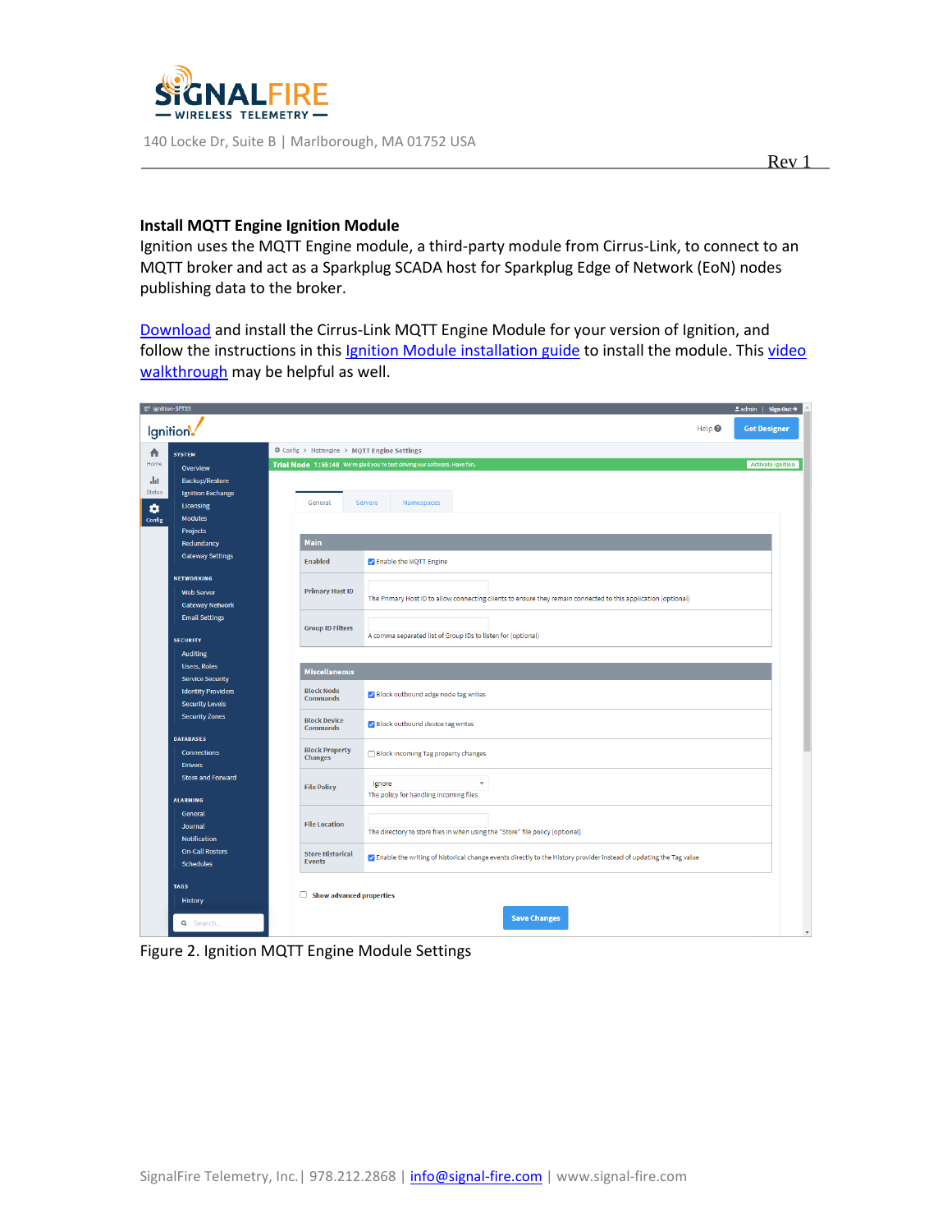### Install MQTT Engine Ignition Module

Ignition uses the MQTT Engine module, a third-party module from Cirrus-Link, to connect to an MQTT broker and act as a Sparkplug SCADA host for Sparkplug Edge of Network (EoN) nodes publishing data to the broker.

[Download](#) and install the Cirrus-Link MQTT Engine Module for your version of Ignition, and follow the instructions in this [Ignition Module installation guide](#) to install the module. This [video walkthrough](#) may be helpful as well.

Figure 2. Ignition MQTT Engine Module Settings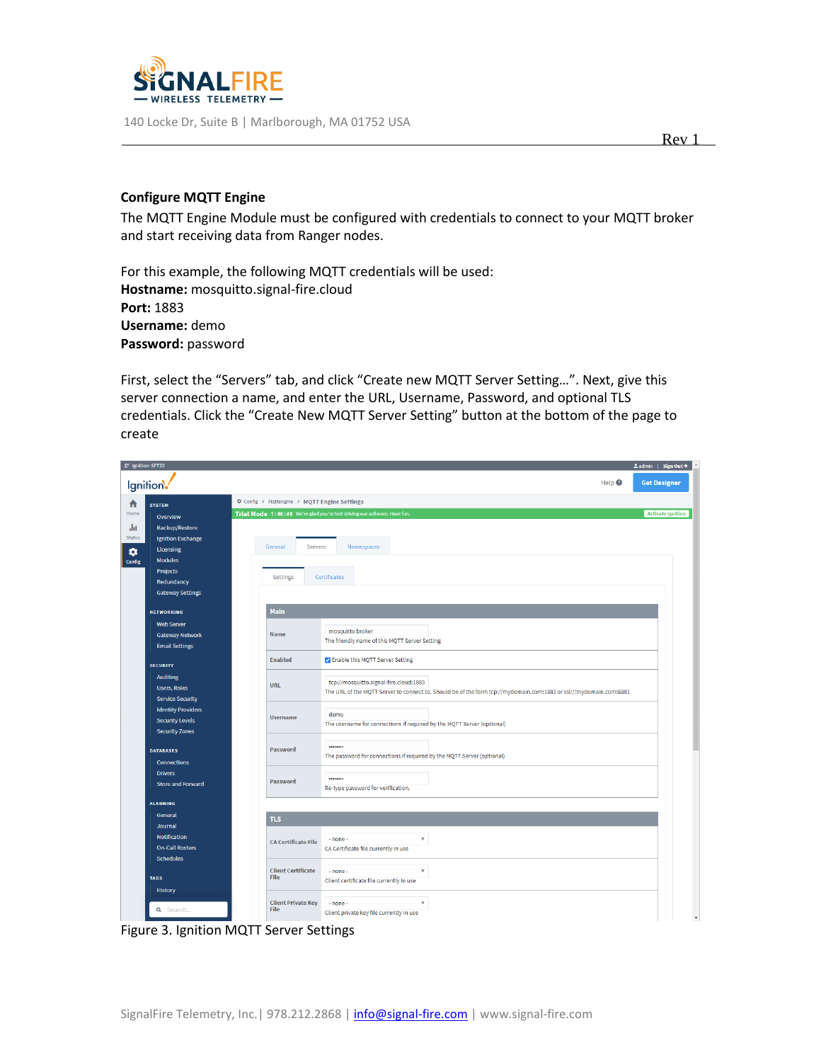## Configure MQTT Engine

The MQTT Engine Module must be configured with credentials to connect to your MQTT broker and start receiving data from Ranger nodes.

For this example, the following MQTT credentials will be used:
**Hostname:** mosquitto.signal-fire.cloud
**Port:** 1883
**Username:** demo
**Password:** password

First, select the "Servers" tab, and click "Create new MQTT Server Setting…". Next, give this server connection a name, and enter the URL, Username, Password, and optional TLS credentials. Click the "Create New MQTT Server Setting" button at the bottom of the page to create

Figure 3. Ignition MQTT Server Settings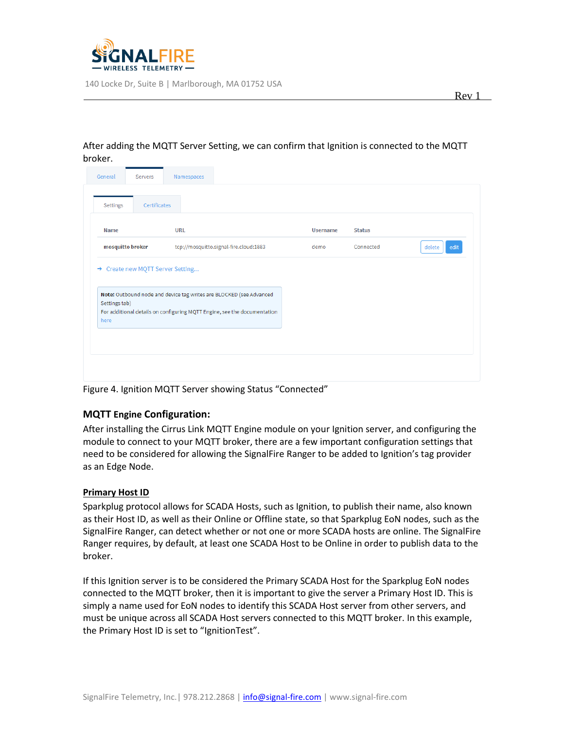After adding the MQTT Server Setting, we can confirm that Ignition is connected to the MQTT broker.

Figure 4. Ignition MQTT Server showing Status "Connected"

## MQTT Engine Configuration:

After installing the Cirrus Link MQTT Engine module on your Ignition server, and configuring the module to connect to your MQTT broker, there are a few important configuration settings that need to be considered for allowing the SignalFire Ranger to be added to Ignition's tag provider as an Edge Node.

### Primary Host ID

Sparkplug protocol allows for SCADA Hosts, such as Ignition, to publish their name, also known as their Host ID, as well as their Online or Offline state, so that Sparkplug EoN nodes, such as the SignalFire Ranger, can detect whether or not one or more SCADA hosts are online. The SignalFire Ranger requires, by default, at least one SCADA Host to be Online in order to publish data to the broker.

If this Ignition server is to be considered the Primary SCADA Host for the Sparkplug EoN nodes connected to the MQTT broker, then it is important to give the server a Primary Host ID. This is simply a name used for EoN nodes to identify this SCADA Host server from other servers, and must be unique across all SCADA Host servers connected to this MQTT broker. In this example, the Primary Host ID is set to "IgnitionTest".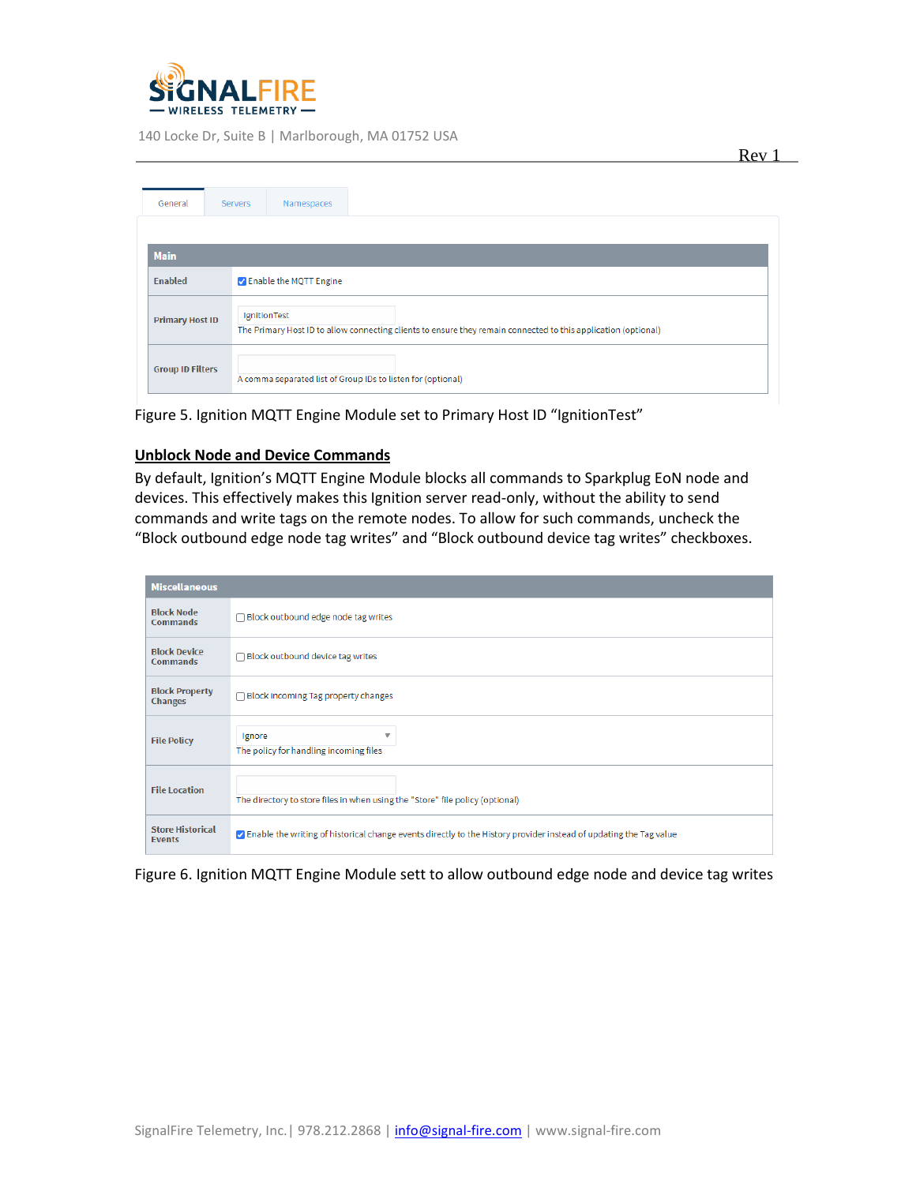| General | Servers | Namespaces |
|---|---|---|

| Main | |
|---|---|
| Enabled | ☑ Enable the MQTT Engine |
| Primary Host ID | IgnitionTest<br>The Primary Host ID to allow connecting clients to ensure they remain connected to this application (optional) |
| Group ID Filters | A comma separated list of Group IDs to listen for (optional) |

Figure 5. Ignition MQTT Engine Module set to Primary Host ID "IgnitionTest"

**Unblock Node and Device Commands**

By default, Ignition's MQTT Engine Module blocks all commands to Sparkplug EoN node and devices. This effectively makes this Ignition server read-only, without the ability to send commands and write tags on the remote nodes. To allow for such commands, uncheck the "Block outbound edge node tag writes" and "Block outbound device tag writes" checkboxes.

| Miscellaneous | |
|---|---|
| Block Node Commands | ☐ Block outbound edge node tag writes |
| Block Device Commands | ☐ Block outbound device tag writes |
| Block Property Changes | ☐ Block incoming Tag property changes |
| File Policy | Ignore<br>The policy for handling incoming files |
| File Location | The directory to store files in when using the "Store" file policy (optional) |
| Store Historical Events | ☑ Enable the writing of historical change events directly to the History provider instead of updating the Tag value |

Figure 6. Ignition MQTT Engine Module sett to allow outbound edge node and device tag writes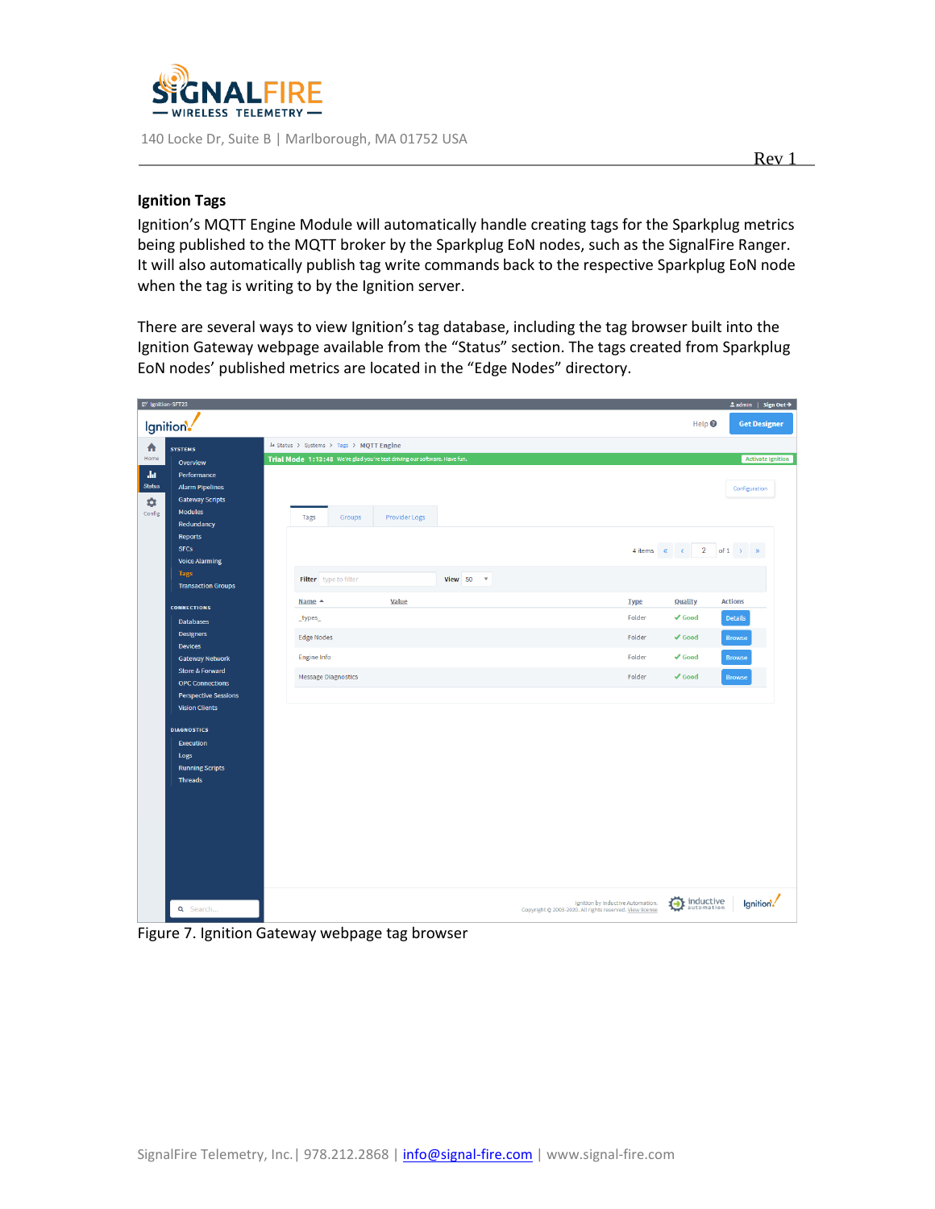## Ignition Tags

Ignition's MQTT Engine Module will automatically handle creating tags for the Sparkplug metrics being published to the MQTT broker by the Sparkplug EoN nodes, such as the SignalFire Ranger. It will also automatically publish tag write commands back to the respective Sparkplug EoN node when the tag is writing to by the Ignition server.

There are several ways to view Ignition's tag database, including the tag browser built into the Ignition Gateway webpage available from the "Status" section. The tags created from Sparkplug EoN nodes' published metrics are located in the "Edge Nodes" directory.

Figure 7. Ignition Gateway webpage tag browser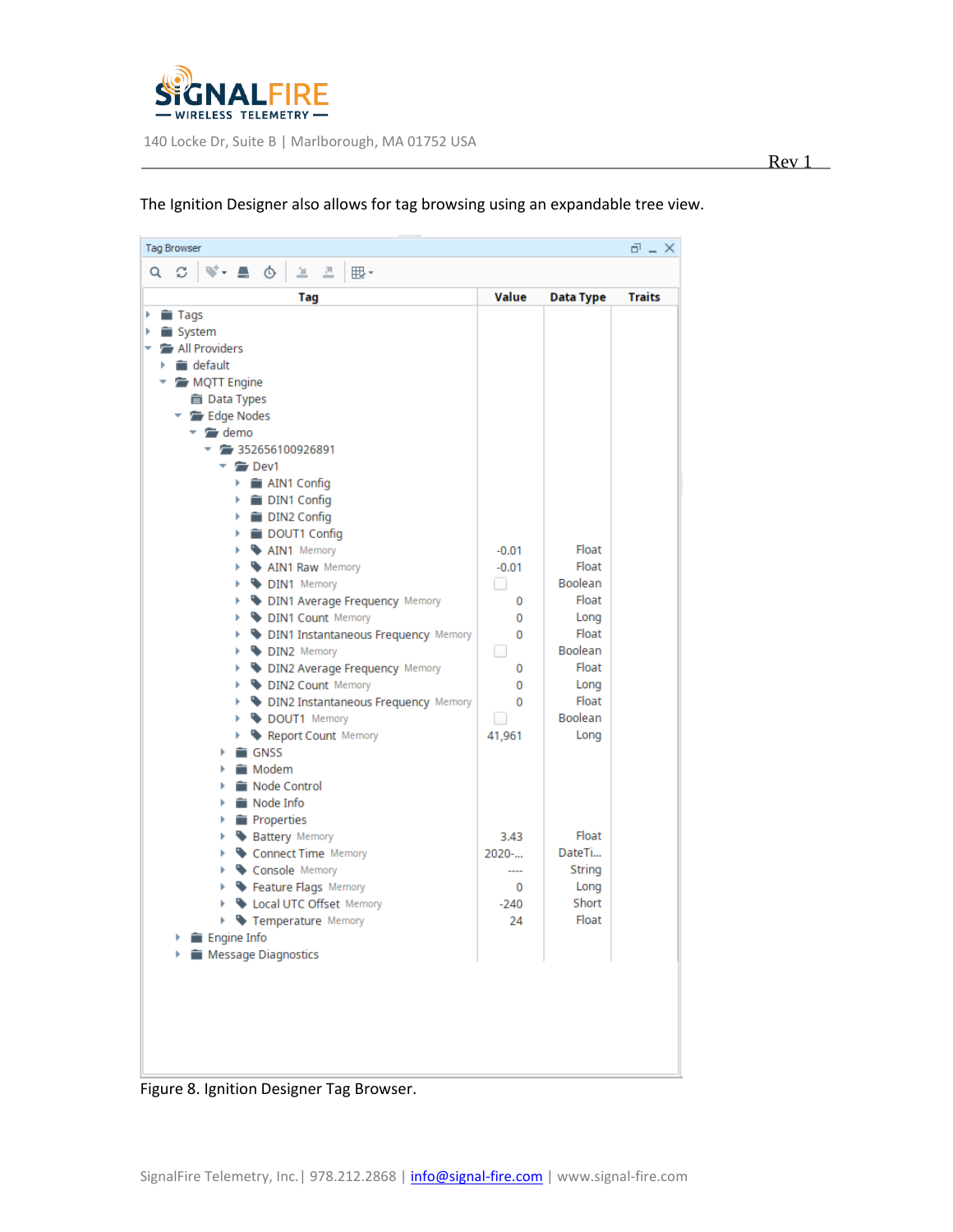The Ignition Designer also allows for tag browsing using an expandable tree view.

Tag Browser

| Tag | Value | Data Type | Traits |
| --- | --- | --- | --- |
| Tags | | | |
| System | | | |
| All Providers | | | |
| default | | | |
| MQTT Engine | | | |
| Data Types | | | |
| Edge Nodes | | | |
| demo | | | |
| 352656100926891 | | | |
| Dev1 | | | |
| AIN1 Config | | | |
| DIN1 Config | | | |
| DIN2 Config | | | |
| DOUT1 Config | | | |
| AIN1 Memory | -0.01 | Float | |
| AIN1 Raw Memory | -0.01 | Float | |
| DIN1 Memory | | Boolean | |
| DIN1 Average Frequency Memory | 0 | Float | |
| DIN1 Count Memory | 0 | Long | |
| DIN1 Instantaneous Frequency Memory | 0 | Float | |
| DIN2 Memory | | Boolean | |
| DIN2 Average Frequency Memory | 0 | Float | |
| DIN2 Count Memory | 0 | Long | |
| DIN2 Instantaneous Frequency Memory | 0 | Float | |
| DOUT1 Memory | | Boolean | |
| Report Count Memory | 41,961 | Long | |
| GNSS | | | |
| Modem | | | |
| Node Control | | | |
| Node Info | | | |
| Properties | | | |
| Battery Memory | 3.43 | Float | |
| Connect Time Memory | 2020-... | DateTi... | |
| Console Memory | ---- | String | |
| Feature Flags Memory | 0 | Long | |
| Local UTC Offset Memory | -240 | Short | |
| Temperature Memory | 24 | Float | |
| Engine Info | | | |
| Message Diagnostics | | | |

Figure 8. Ignition Designer Tag Browser.